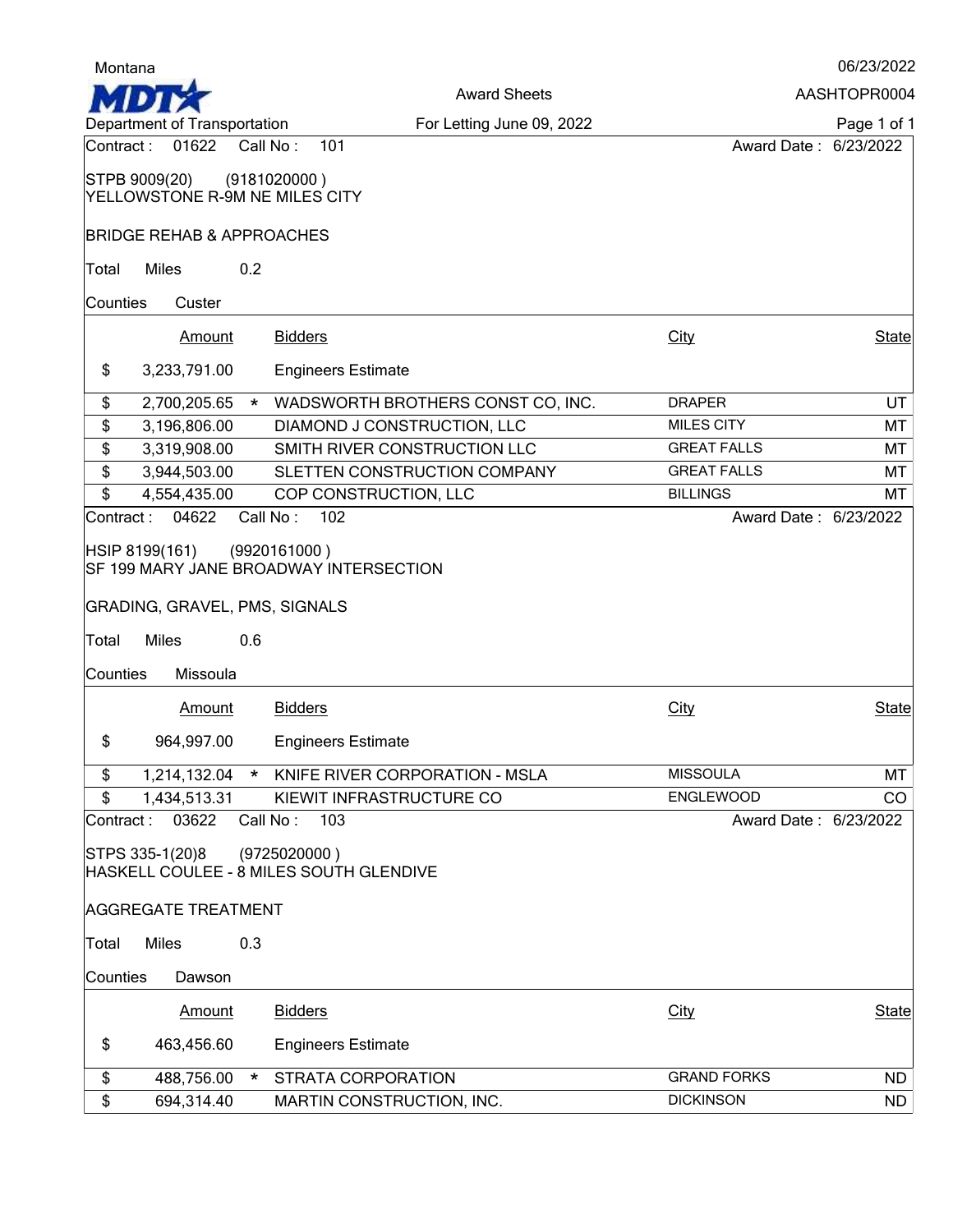Montana

MDT

Department of Transportation

Award Sheets

For Letting June 09, 2022

06/23/2022

AASHTOPR0004

Contract : 01622 Call No : 101 Award Date : 6/23/2022

STPB 9009(20) (9181020000 )
YELLOWSTONE R-9M NE MILES CITY

BRIDGE REHAB & APPROACHES

Total Miles 0.2

Counties Custer

| | Amount | | Bidders | City | State |
|---|---|---|---|---|---|
| $ | 3,233,791.00 | | Engineers Estimate | | |
| $ | 2,700,205.65 | * | WADSWORTH BROTHERS CONST CO, INC. | DRAPER | UT |
| $ | 3,196,806.00 | | DIAMOND J CONSTRUCTION, LLC | MILES CITY | MT |
| $ | 3,319,908.00 | | SMITH RIVER CONSTRUCTION LLC | GREAT FALLS | MT |
| $ | 3,944,503.00 | | SLETTEN CONSTRUCTION COMPANY | GREAT FALLS | MT |
| $ | 4,554,435.00 | | COP CONSTRUCTION, LLC | BILLINGS | MT |

Contract : 04622 Call No : 102 Award Date : 6/23/2022

HSIP 8199(161) (9920161000 )
SF 199 MARY JANE BROADWAY INTERSECTION

GRADING, GRAVEL, PMS, SIGNALS

Total Miles 0.6

Counties Missoula

| | Amount | | Bidders | City | State |
|---|---|---|---|---|---|
| $ | 964,997.00 | | Engineers Estimate | | |
| $ | 1,214,132.04 | * | KNIFE RIVER CORPORATION - MSLA | MISSOULA | MT |
| $ | 1,434,513.31 | | KIEWIT INFRASTRUCTURE CO | ENGLEWOOD | CO |

Contract : 03622 Call No : 103 Award Date : 6/23/2022

STPS 335-1(20)8 (9725020000 )
HASKELL COULEE - 8 MILES SOUTH GLENDIVE

AGGREGATE TREATMENT

Total Miles 0.3

Counties Dawson

| | Amount | | Bidders | City | State |
|---|---|---|---|---|---|
| $ | 463,456.60 | | Engineers Estimate | | |
| $ | 488,756.00 | * | STRATA CORPORATION | GRAND FORKS | ND |
| $ | 694,314.40 | | MARTIN CONSTRUCTION, INC. | DICKINSON | ND |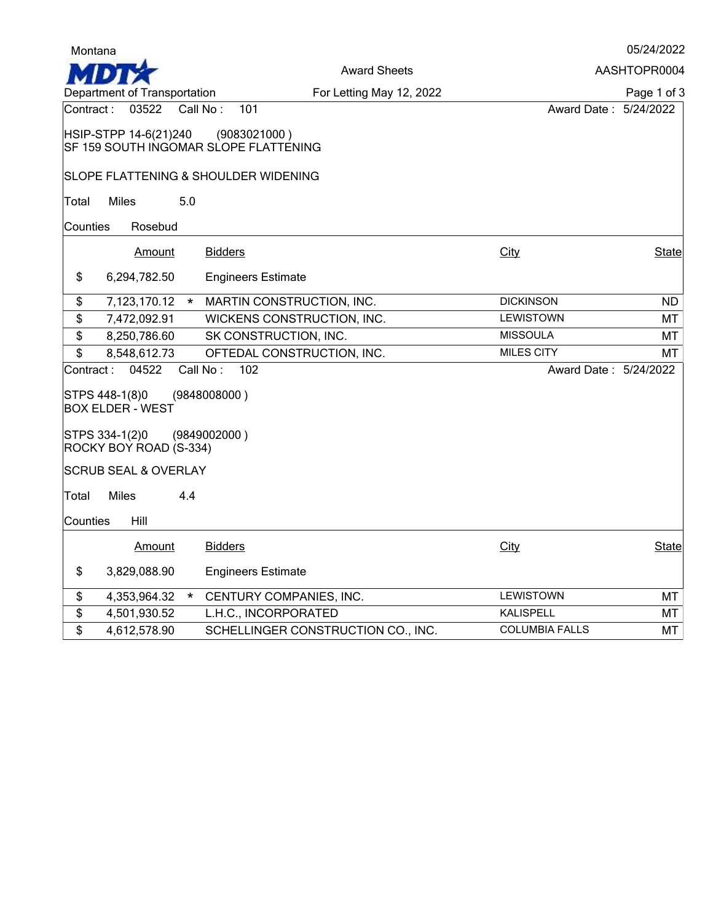Montana

# MDT Department of Transportation

Award Sheets

For Letting May 12, 2022

05/24/2022

AASHTOPR0004

Contract : 03522 Call No : 101 Award Date : 5/24/2022

HSIP-STPP 14-6(21)240 (9083021000 )
SF 159 SOUTH INGOMAR SLOPE FLATTENING

SLOPE FLATTENING & SHOULDER WIDENING

Total Miles 5.0

Counties Rosebud

| | Amount | | Bidders | City | State |
|---|---|---|---|---|---|
| $ | 6,294,782.50 | | Engineers Estimate | | |
| $ | 7,123,170.12 | * | MARTIN CONSTRUCTION, INC. | DICKINSON | ND |
| $ | 7,472,092.91 | | WICKENS CONSTRUCTION, INC. | LEWISTOWN | MT |
| $ | 8,250,786.60 | | SK CONSTRUCTION, INC. | MISSOULA | MT |
| $ | 8,548,612.73 | | OFTEDAL CONSTRUCTION, INC. | MILES CITY | MT |

Contract : 04522 Call No : 102 Award Date : 5/24/2022

STPS 448-1(8)0 (9848008000 )
BOX ELDER - WEST

STPS 334-1(2)0 (9849002000 )
ROCKY BOY ROAD (S-334)

SCRUB SEAL & OVERLAY

Total Miles 4.4

Counties Hill

| | Amount | | Bidders | City | State |
|---|---|---|---|---|---|
| $ | 3,829,088.90 | | Engineers Estimate | | |
| $ | 4,353,964.32 | * | CENTURY COMPANIES, INC. | LEWISTOWN | MT |
| $ | 4,501,930.52 | | L.H.C., INCORPORATED | KALISPELL | MT |
| $ | 4,612,578.90 | | SCHELLINGER CONSTRUCTION CO., INC. | COLUMBIA FALLS | MT |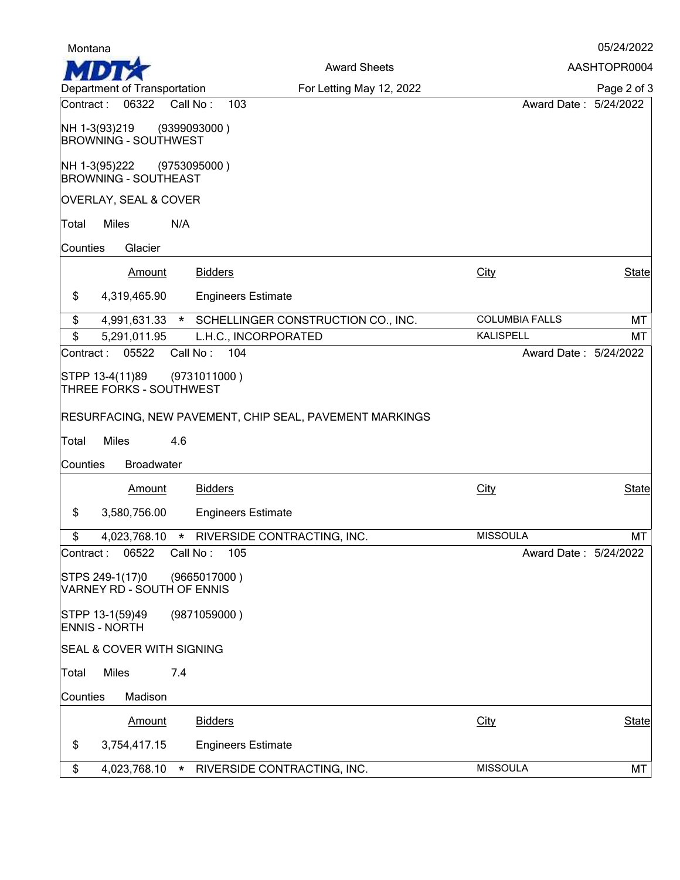Montana

**MDT** Department of Transportation

Award Sheets

For Letting May 12, 2022

05/24/2022

AASHTOPR0004

Contract : 06322 Call No : 103 Award Date : 5/24/2022

NH 1-3(93)219 (9399093000 )
BROWNING - SOUTHWEST

NH 1-3(95)222 (9753095000 )
BROWNING - SOUTHEAST

OVERLAY, SEAL & COVER

Total Miles N/A

Counties Glacier

| | Amount | | Bidders | City | State |
|---|---|---|---|---|---|
| $ | 4,319,465.90 | | Engineers Estimate | | |
| $ | 4,991,631.33 | * | SCHELLINGER CONSTRUCTION CO., INC. | COLUMBIA FALLS | MT |
| $ | 5,291,011.95 | | L.H.C., INCORPORATED | KALISPELL | MT |

Contract : 05522 Call No : 104 Award Date : 5/24/2022

STPP 13-4(11)89 (9731011000 )
THREE FORKS - SOUTHWEST

RESURFACING, NEW PAVEMENT, CHIP SEAL, PAVEMENT MARKINGS

Total Miles 4.6

Counties Broadwater

| | Amount | | Bidders | City | State |
|---|---|---|---|---|---|
| $ | 3,580,756.00 | | Engineers Estimate | | |
| $ | 4,023,768.10 | * | RIVERSIDE CONTRACTING, INC. | MISSOULA | MT |

Contract : 06522 Call No : 105 Award Date : 5/24/2022

STPS 249-1(17)0 (9665017000 )
VARNEY RD - SOUTH OF ENNIS

STPP 13-1(59)49 (9871059000 )
ENNIS - NORTH

SEAL & COVER WITH SIGNING

Total Miles 7.4

Counties Madison

| | Amount | | Bidders | City | State |
|---|---|---|---|---|---|
| $ | 3,754,417.15 | | Engineers Estimate | | |
| $ | 4,023,768.10 | * | RIVERSIDE CONTRACTING, INC. | MISSOULA | MT |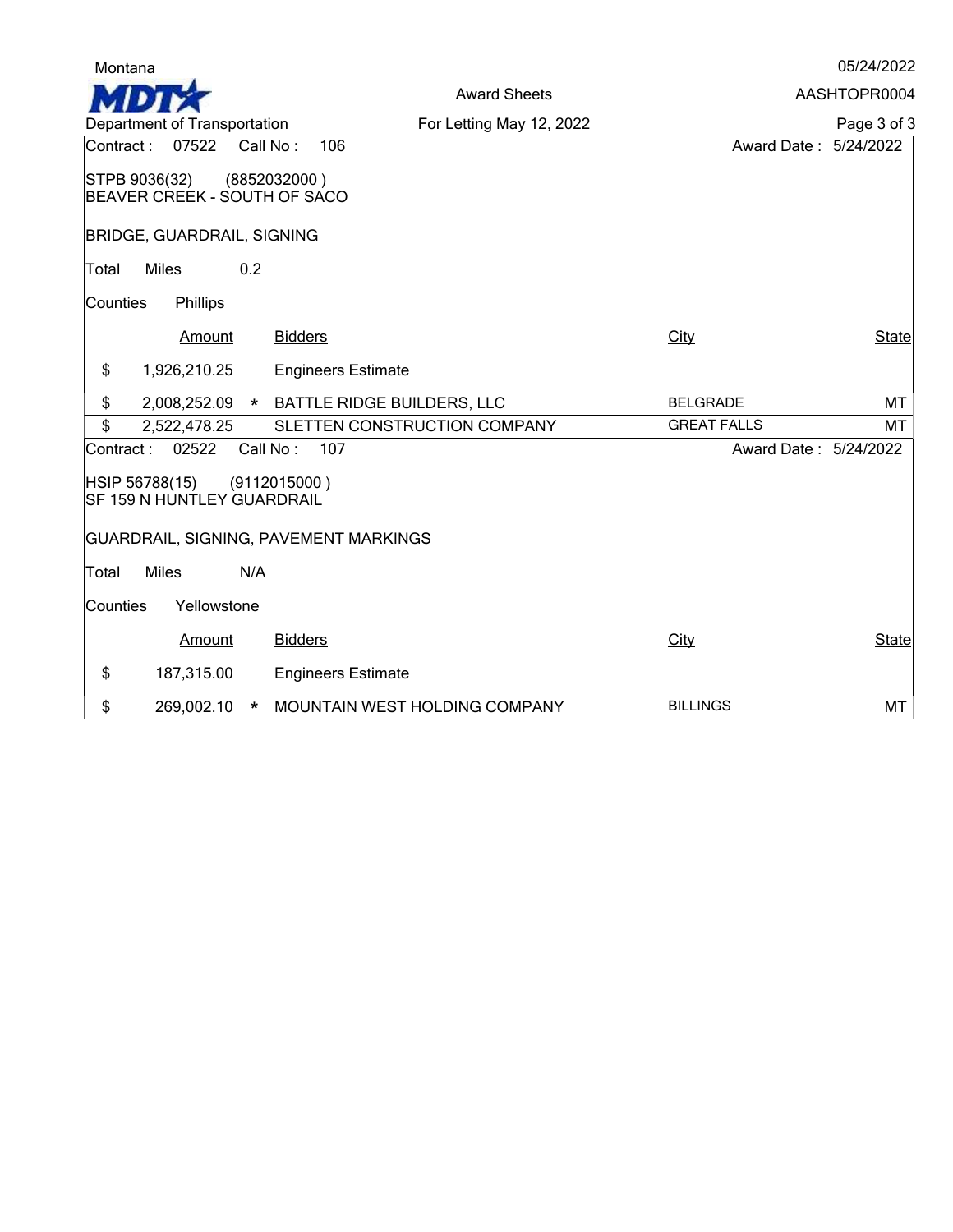Contract : 07522 Call No : 106 Award Date : 5/24/2022

STPB 9036(32) (8852032000 )
BEAVER CREEK - SOUTH OF SACO

BRIDGE, GUARDRAIL, SIGNING

Total Miles 0.2

Counties Phillips

| | Amount | | Bidders | City | State |
|---|---|---|---|---|---|
| $ | 1,926,210.25 | | Engineers Estimate | | |
| $ | 2,008,252.09 | * | BATTLE RIDGE BUILDERS, LLC | BELGRADE | MT |
| $ | 2,522,478.25 | | SLETTEN CONSTRUCTION COMPANY | GREAT FALLS | MT |

Contract : 02522 Call No : 107 Award Date : 5/24/2022

HSIP 56788(15) (9112015000 )
SF 159 N HUNTLEY GUARDRAIL

GUARDRAIL, SIGNING, PAVEMENT MARKINGS

Total Miles N/A

Counties Yellowstone

| | Amount | | Bidders | City | State |
|---|---|---|---|---|---|
| $ | 187,315.00 | | Engineers Estimate | | |
| $ | 269,002.10 | * | MOUNTAIN WEST HOLDING COMPANY | BILLINGS | MT |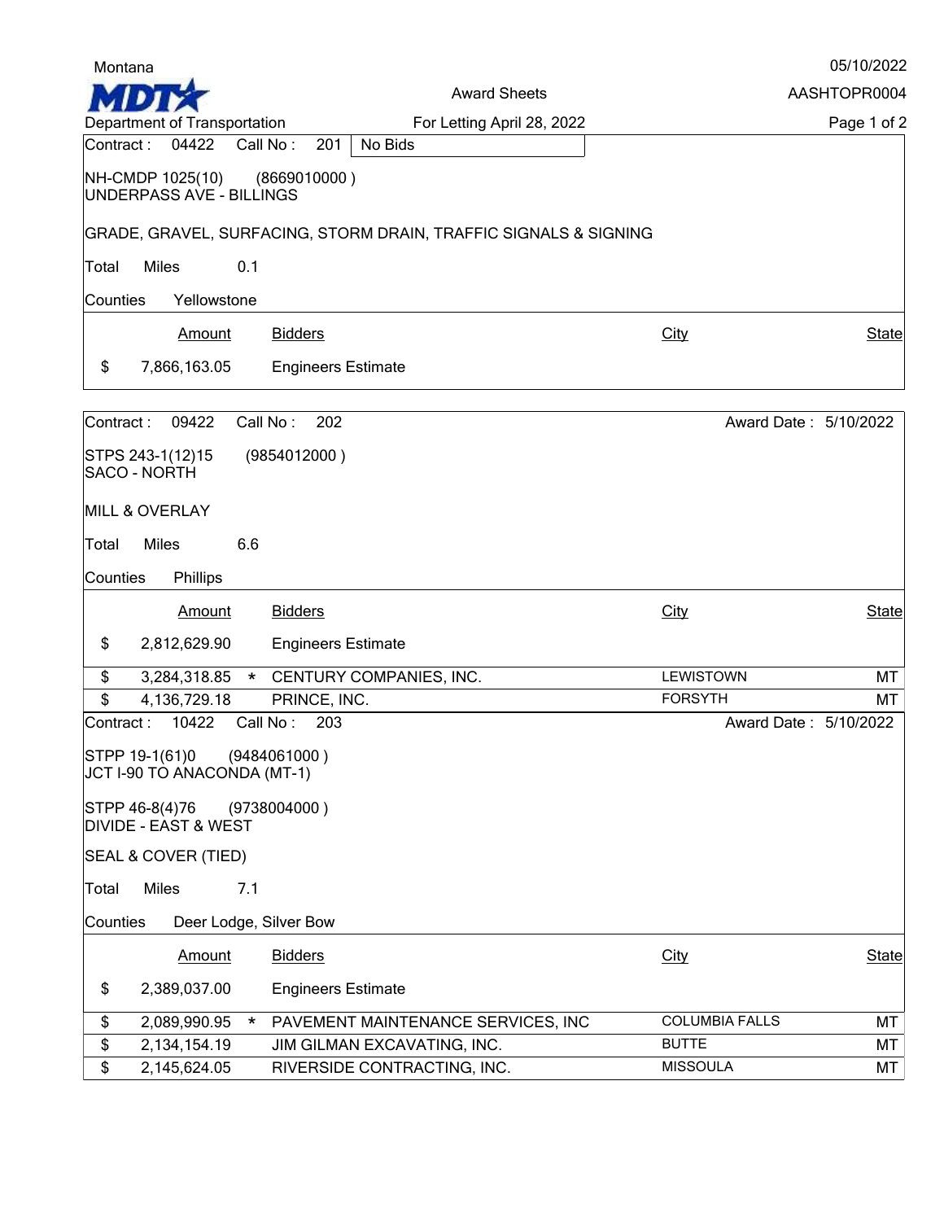Montana

MDT Department of Transportation

Award Sheets

For Letting April 28, 2022

05/10/2022

AASHTOPR0004

Contract : 04422 Call No : 201 No Bids

NH-CMDP 1025(10) (8669010000 )
UNDERPASS AVE - BILLINGS

GRADE, GRAVEL, SURFACING, STORM DRAIN, TRAFFIC SIGNALS & SIGNING

Total Miles 0.1

Counties Yellowstone

| | Amount | | Bidders | City | State |
|---|---|---|---|---|---|
| $ | 7,866,163.05 | | Engineers Estimate | | |

---

Contract : 09422 Call No : 202 Award Date : 5/10/2022

STPS 243-1(12)15 (9854012000 )
SACO - NORTH

MILL & OVERLAY

Total Miles 6.6

Counties Phillips

| | Amount | | Bidders | City | State |
|---|---|---|---|---|---|
| $ | 2,812,629.90 | | Engineers Estimate | | |
| $ | 3,284,318.85 | * | CENTURY COMPANIES, INC. | LEWISTOWN | MT |
| $ | 4,136,729.18 | | PRINCE, INC. | FORSYTH | MT |

---

Contract : 10422 Call No : 203 Award Date : 5/10/2022

STPP 19-1(61)0 (9484061000 )
JCT I-90 TO ANACONDA (MT-1)

STPP 46-8(4)76 (9738004000 )
DIVIDE - EAST & WEST

SEAL & COVER (TIED)

Total Miles 7.1

Counties Deer Lodge, Silver Bow

| | Amount | | Bidders | City | State |
|---|---|---|---|---|---|
| $ | 2,389,037.00 | | Engineers Estimate | | |
| $ | 2,089,990.95 | * | PAVEMENT MAINTENANCE SERVICES, INC | COLUMBIA FALLS | MT |
| $ | 2,134,154.19 | | JIM GILMAN EXCAVATING, INC. | BUTTE | MT |
| $ | 2,145,624.05 | | RIVERSIDE CONTRACTING, INC. | MISSOULA | MT |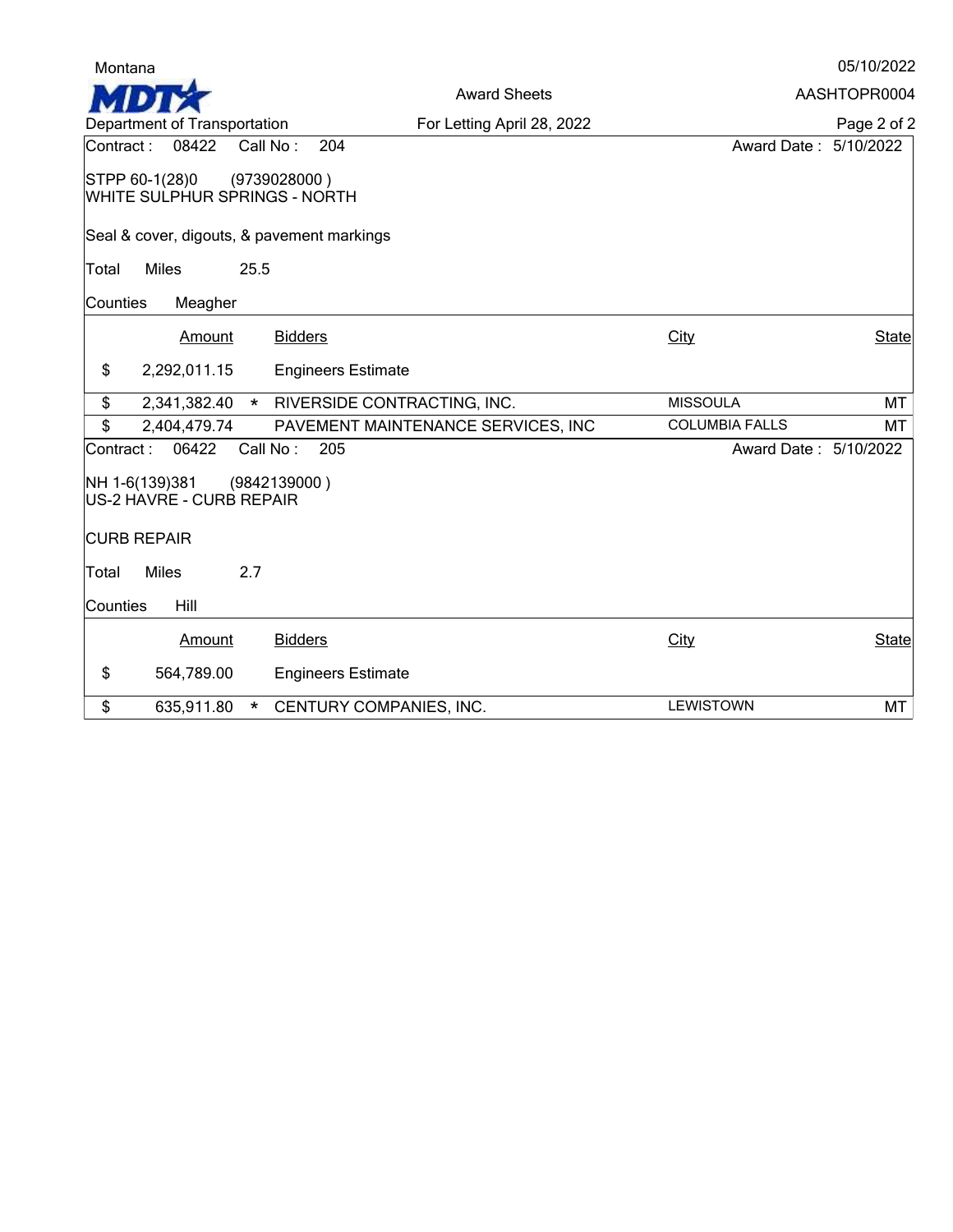Contract : 08422 Call No : 204 Award Date : 5/10/2022

STPP 60-1(28)0 (9739028000 )
WHITE SULPHUR SPRINGS - NORTH

Seal & cover, digouts, & pavement markings

Total Miles 25.5

Counties Meagher

| | Amount | | Bidders | City | State |
|---|---|---|---|---|---|
| $ | 2,292,011.15 | | Engineers Estimate | | |
| $ | 2,341,382.40 | * | RIVERSIDE CONTRACTING, INC. | MISSOULA | MT |
| $ | 2,404,479.74 | | PAVEMENT MAINTENANCE SERVICES, INC | COLUMBIA FALLS | MT |

Contract : 06422 Call No : 205 Award Date : 5/10/2022

NH 1-6(139)381 (9842139000 )
US-2 HAVRE - CURB REPAIR

CURB REPAIR

Total Miles 2.7

Counties Hill

| | Amount | | Bidders | City | State |
|---|---|---|---|---|---|
| $ | 564,789.00 | | Engineers Estimate | | |
| $ | 635,911.80 | * | CENTURY COMPANIES, INC. | LEWISTOWN | MT |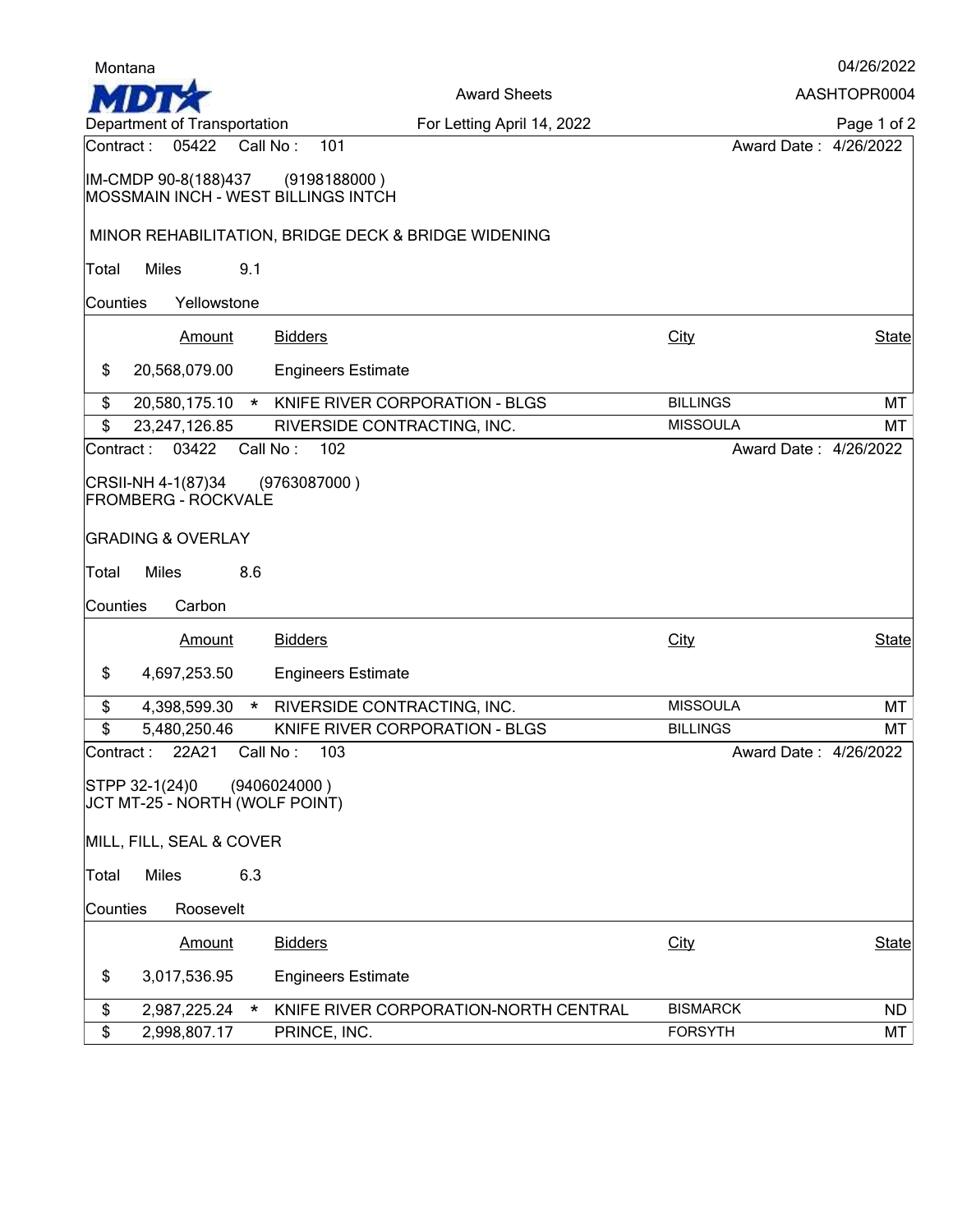Montana

MDT Department of Transportation

Award Sheets

For Letting April 14, 2022

04/26/2022

AASHTOPR0004

---

Contract : 05422 Call No : 101 Award Date : 4/26/2022

IM-CMDP 90-8(188)437 (9198188000 )
MOSSMAIN INCH - WEST BILLINGS INTCH

MINOR REHABILITATION, BRIDGE DECK & BRIDGE WIDENING

Total Miles 9.1

Counties Yellowstone

| Amount | | Bidders | City | State |
|---|---|---|---|---|
| $ 20,568,079.00 | | Engineers Estimate | | |
| $ 20,580,175.10 | * | KNIFE RIVER CORPORATION - BLGS | BILLINGS | MT |
| $ 23,247,126.85 | | RIVERSIDE CONTRACTING, INC. | MISSOULA | MT |

---

Contract : 03422 Call No : 102 Award Date : 4/26/2022

CRSII-NH 4-1(87)34 (9763087000 )
FROMBERG - ROCKVALE

GRADING & OVERLAY

Total Miles 8.6

Counties Carbon

| Amount | | Bidders | City | State |
|---|---|---|---|---|
| $ 4,697,253.50 | | Engineers Estimate | | |
| $ 4,398,599.30 | * | RIVERSIDE CONTRACTING, INC. | MISSOULA | MT |
| $ 5,480,250.46 | | KNIFE RIVER CORPORATION - BLGS | BILLINGS | MT |

---

Contract : 22A21 Call No : 103 Award Date : 4/26/2022

STPP 32-1(24)0 (9406024000 )
JCT MT-25 - NORTH (WOLF POINT)

MILL, FILL, SEAL & COVER

Total Miles 6.3

Counties Roosevelt

| Amount | | Bidders | City | State |
|---|---|---|---|---|
| $ 3,017,536.95 | | Engineers Estimate | | |
| $ 2,987,225.24 | * | KNIFE RIVER CORPORATION-NORTH CENTRAL | BISMARCK | ND |
| $ 2,998,807.17 | | PRINCE, INC. | FORSYTH | MT |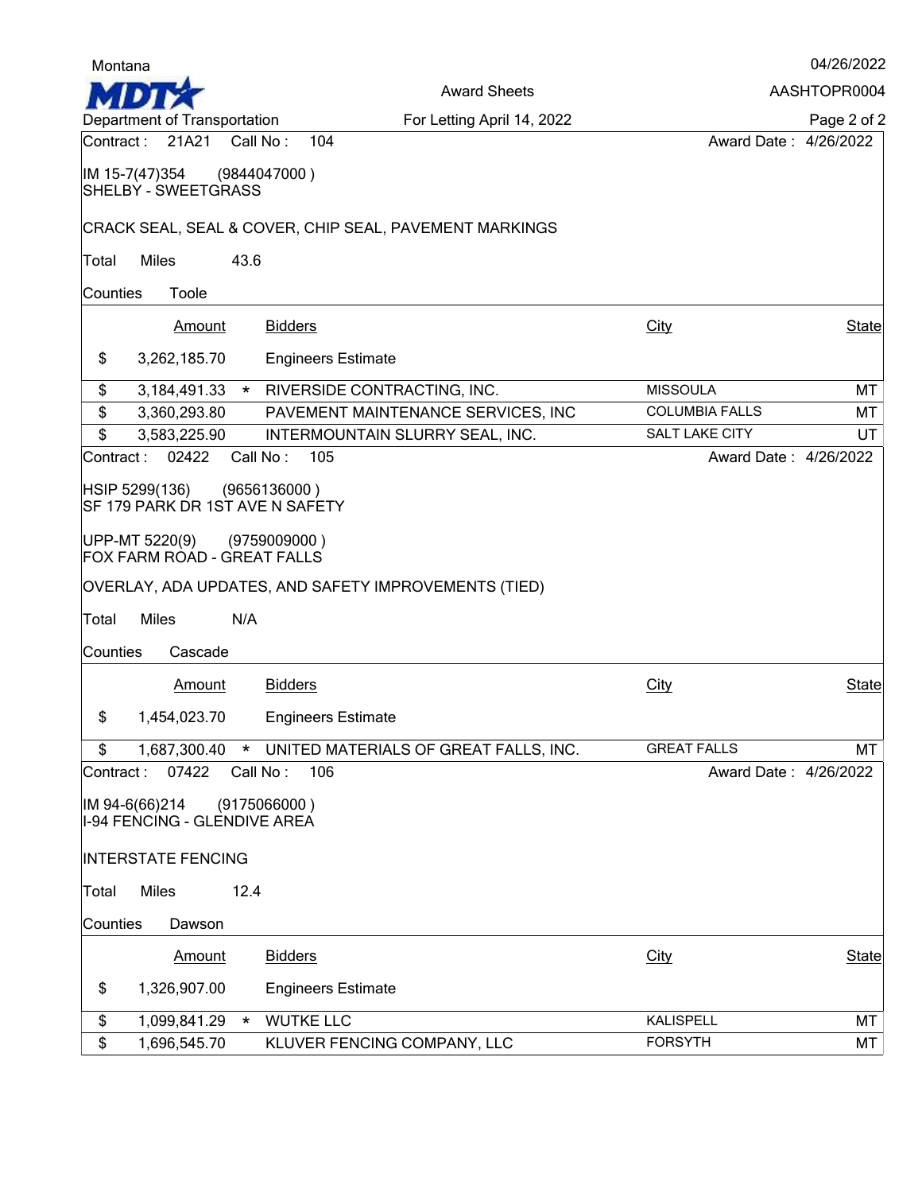Contract : 21A21 Call No : 104 Award Date : 4/26/2022

IM 15-7(47)354 (9844047000 )
SHELBY - SWEETGRASS

CRACK SEAL, SEAL & COVER, CHIP SEAL, PAVEMENT MARKINGS

Total Miles 43.6

Counties Toole

| Amount | | Bidders | City | State |
|---|---|---|---|---|
| $ 3,262,185.70 | | Engineers Estimate | | |
| $ 3,184,491.33 | * | RIVERSIDE CONTRACTING, INC. | MISSOULA | MT |
| $ 3,360,293.80 | | PAVEMENT MAINTENANCE SERVICES, INC | COLUMBIA FALLS | MT |
| $ 3,583,225.90 | | INTERMOUNTAIN SLURRY SEAL, INC. | SALT LAKE CITY | UT |

Contract : 02422 Call No : 105 Award Date : 4/26/2022

HSIP 5299(136) (9656136000 )
SF 179 PARK DR 1ST AVE N SAFETY

UPP-MT 5220(9) (9759009000 )
FOX FARM ROAD - GREAT FALLS

OVERLAY, ADA UPDATES, AND SAFETY IMPROVEMENTS (TIED)

Total Miles N/A

Counties Cascade

| Amount | | Bidders | City | State |
|---|---|---|---|---|
| $ 1,454,023.70 | | Engineers Estimate | | |
| $ 1,687,300.40 | * | UNITED MATERIALS OF GREAT FALLS, INC. | GREAT FALLS | MT |

Contract : 07422 Call No : 106 Award Date : 4/26/2022

IM 94-6(66)214 (9175066000 )
I-94 FENCING - GLENDIVE AREA

INTERSTATE FENCING

Total Miles 12.4

Counties Dawson

| Amount | | Bidders | City | State |
|---|---|---|---|---|
| $ 1,326,907.00 | | Engineers Estimate | | |
| $ 1,099,841.29 | * | WUTKE LLC | KALISPELL | MT |
| $ 1,696,545.70 | | KLUVER FENCING COMPANY, LLC | FORSYTH | MT |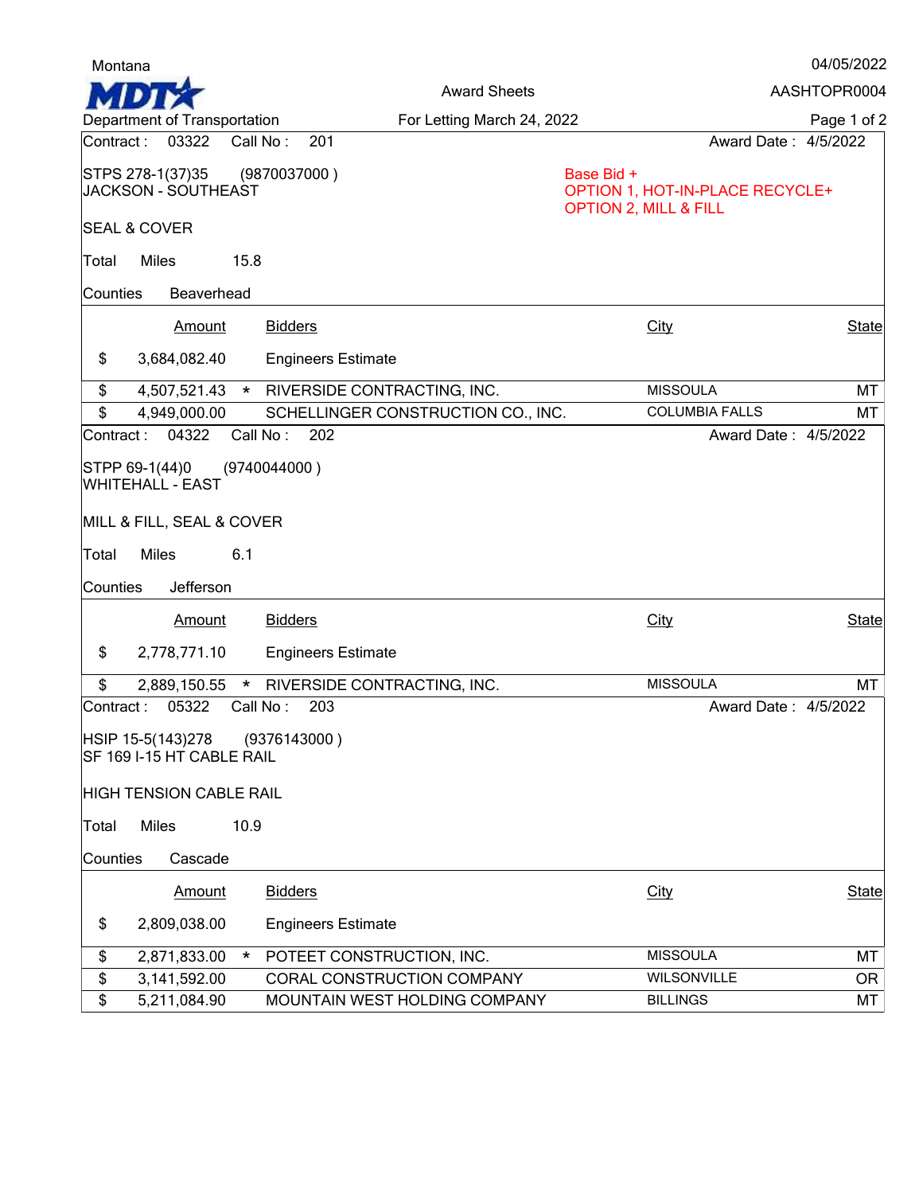Montana

**MDT** Department of Transportation

Award Sheets

For Letting March 24, 2022

04/05/2022

AASHTOPR0004

Contract : 03322 Call No : 201 Award Date : 4/5/2022

STPS 278-1(37)35 (9870037000 )
JACKSON - SOUTHEAST

Base Bid +
OPTION 1, HOT-IN-PLACE RECYCLE+
OPTION 2, MILL & FILL

SEAL & COVER

Total Miles 15.8

Counties Beaverhead

| | Amount | | Bidders | City | State |
|---|---|---|---|---|---|
| $ | 3,684,082.40 | | Engineers Estimate | | |
| $ | 4,507,521.43 | * | RIVERSIDE CONTRACTING, INC. | MISSOULA | MT |
| $ | 4,949,000.00 | | SCHELLINGER CONSTRUCTION CO., INC. | COLUMBIA FALLS | MT |

Contract : 04322 Call No : 202 Award Date : 4/5/2022

STPP 69-1(44)0 (9740044000 )
WHITEHALL - EAST

MILL & FILL, SEAL & COVER

Total Miles 6.1

Counties Jefferson

| | Amount | | Bidders | City | State |
|---|---|---|---|---|---|
| $ | 2,778,771.10 | | Engineers Estimate | | |
| $ | 2,889,150.55 | * | RIVERSIDE CONTRACTING, INC. | MISSOULA | MT |

Contract : 05322 Call No : 203 Award Date : 4/5/2022

HSIP 15-5(143)278 (9376143000 )
SF 169 I-15 HT CABLE RAIL

HIGH TENSION CABLE RAIL

Total Miles 10.9

Counties Cascade

| | Amount | | Bidders | City | State |
|---|---|---|---|---|---|
| $ | 2,809,038.00 | | Engineers Estimate | | |
| $ | 2,871,833.00 | * | POTEET CONSTRUCTION, INC. | MISSOULA | MT |
| $ | 3,141,592.00 | | CORAL CONSTRUCTION COMPANY | WILSONVILLE | OR |
| $ | 5,211,084.90 | | MOUNTAIN WEST HOLDING COMPANY | BILLINGS | MT |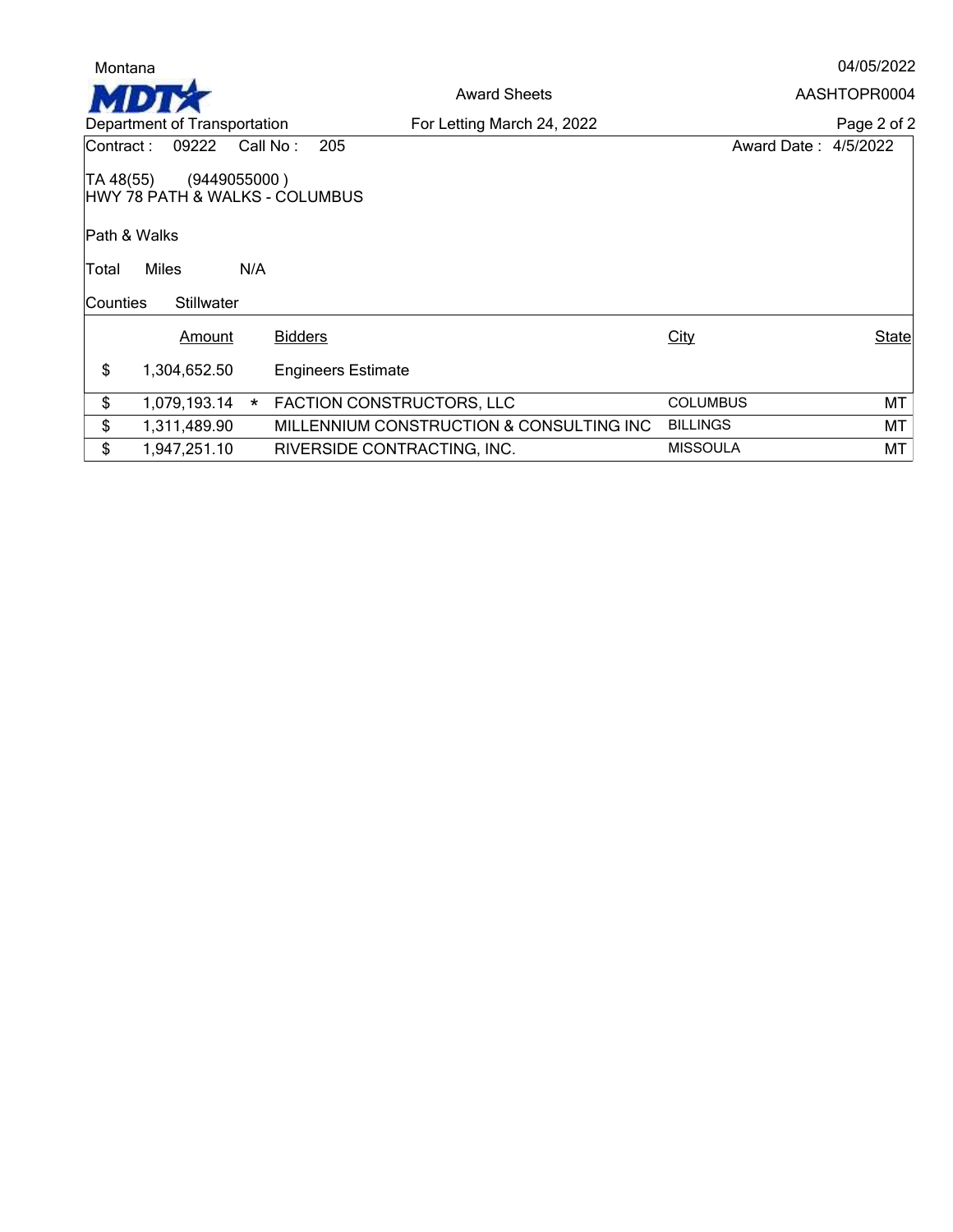Montana

**MDT**

Department of Transportation

Award Sheets

For Letting March 24, 2022

04/05/2022

AASHTOPR0004

Contract : 09222 Call No : 205 Award Date : 4/5/2022

TA 48(55) (9449055000 )
HWY 78 PATH & WALKS - COLUMBUS

Path & Walks

Total Miles N/A

Counties Stillwater

| | Amount | | Bidders | City | State |
|---|---|---|---|---|---|
| $ | 1,304,652.50 | | Engineers Estimate | | |
| $ | 1,079,193.14 | * | FACTION CONSTRUCTORS, LLC | COLUMBUS | MT |
| $ | 1,311,489.90 | | MILLENNIUM CONSTRUCTION & CONSULTING INC | BILLINGS | MT |
| $ | 1,947,251.10 | | RIVERSIDE CONTRACTING, INC. | MISSOULA | MT |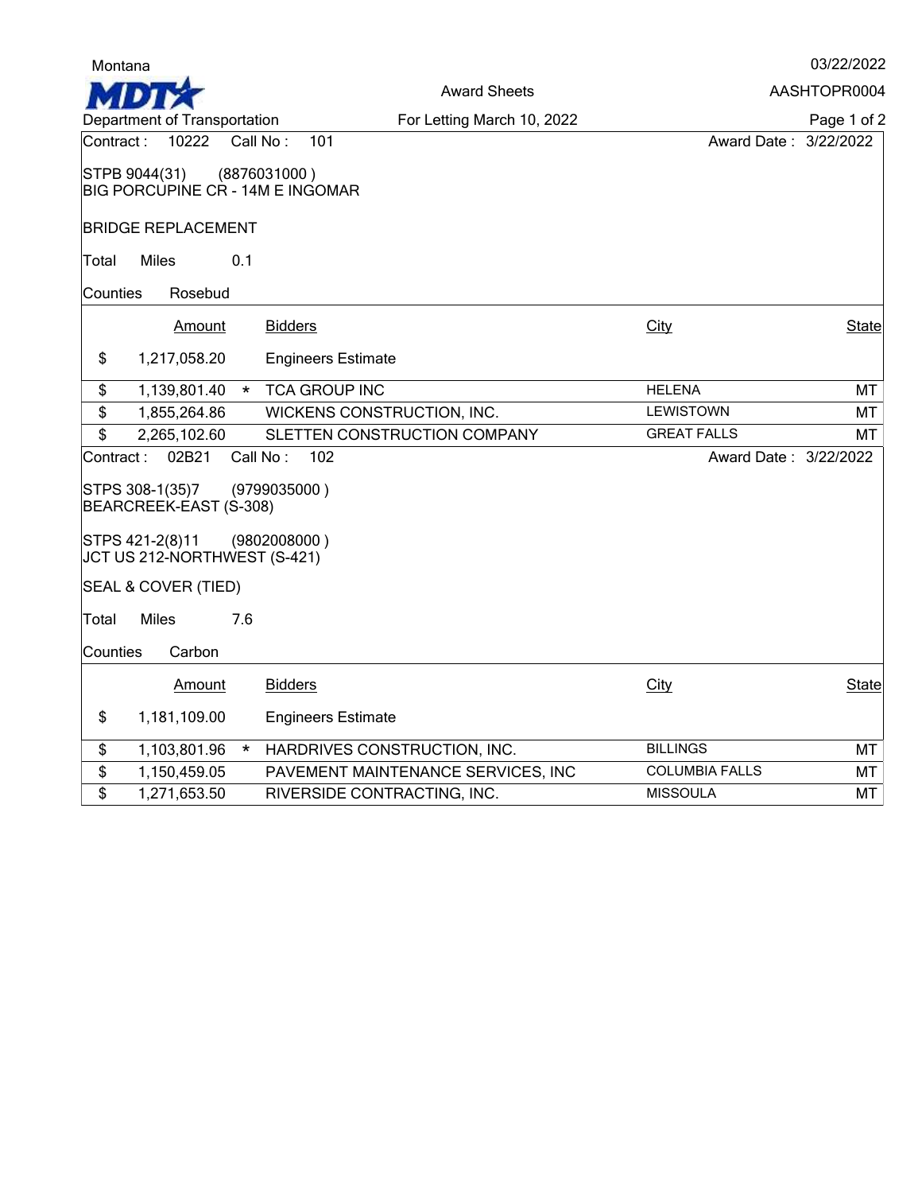Montana

03/22/2022

**MDT**

Award Sheets

AASHTOPR0004

Department of Transportation

For Letting March 10, 2022

Contract : 10222 Call No : 101 Award Date : 3/22/2022

STPB 9044(31) (8876031000 )
BIG PORCUPINE CR - 14M E INGOMAR

BRIDGE REPLACEMENT

Total Miles 0.1

Counties Rosebud

| | Amount | | Bidders | City | State |
|---|---|---|---|---|---|
| $ | 1,217,058.20 | | Engineers Estimate | | |
| $ | 1,139,801.40 | * | TCA GROUP INC | HELENA | MT |
| $ | 1,855,264.86 | | WICKENS CONSTRUCTION, INC. | LEWISTOWN | MT |
| $ | 2,265,102.60 | | SLETTEN CONSTRUCTION COMPANY | GREAT FALLS | MT |

Contract : 02B21 Call No : 102 Award Date : 3/22/2022

STPS 308-1(35)7 (9799035000 )
BEARCREEK-EAST (S-308)

STPS 421-2(8)11 (9802008000 )
JCT US 212-NORTHWEST (S-421)

SEAL & COVER (TIED)

Total Miles 7.6

Counties Carbon

| | Amount | | Bidders | City | State |
|---|---|---|---|---|---|
| $ | 1,181,109.00 | | Engineers Estimate | | |
| $ | 1,103,801.96 | * | HARDRIVES CONSTRUCTION, INC. | BILLINGS | MT |
| $ | 1,150,459.05 | | PAVEMENT MAINTENANCE SERVICES, INC | COLUMBIA FALLS | MT |
| $ | 1,271,653.50 | | RIVERSIDE CONTRACTING, INC. | MISSOULA | MT |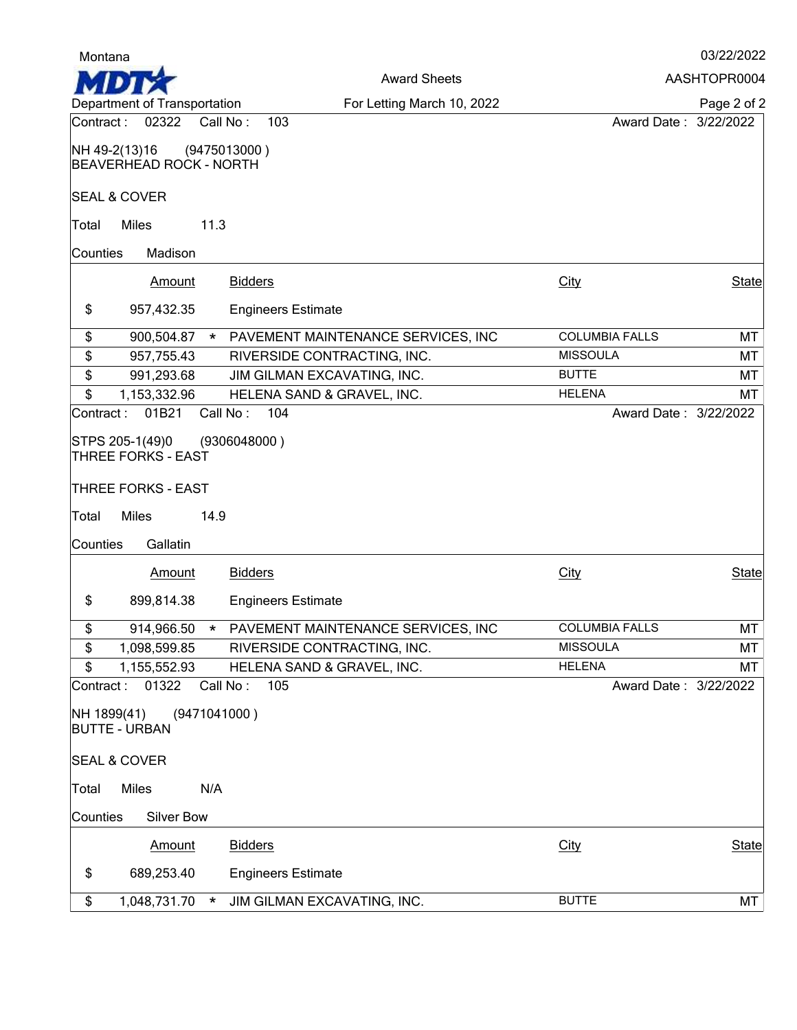Montana

**MDT**

Department of Transportation

Award Sheets

For Letting March 10, 2022

03/22/2022

AASHTOPR0004

Contract : 02322 Call No : 103 Award Date : 3/22/2022

NH 49-2(13)16 (9475013000 )
BEAVERHEAD ROCK - NORTH

SEAL & COVER

Total Miles 11.3

Counties Madison

| | Amount | | Bidders | City | State |
|---|---|---|---|---|---|
| $ | 957,432.35 | | Engineers Estimate | | |
| $ | 900,504.87 | * | PAVEMENT MAINTENANCE SERVICES, INC | COLUMBIA FALLS | MT |
| $ | 957,755.43 | | RIVERSIDE CONTRACTING, INC. | MISSOULA | MT |
| $ | 991,293.68 | | JIM GILMAN EXCAVATING, INC. | BUTTE | MT |
| $ | 1,153,332.96 | | HELENA SAND & GRAVEL, INC. | HELENA | MT |

Contract : 01B21 Call No : 104 Award Date : 3/22/2022

STPS 205-1(49)0 (9306048000 )
THREE FORKS - EAST

THREE FORKS - EAST

Total Miles 14.9

Counties Gallatin

| | Amount | | Bidders | City | State |
|---|---|---|---|---|---|
| $ | 899,814.38 | | Engineers Estimate | | |
| $ | 914,966.50 | * | PAVEMENT MAINTENANCE SERVICES, INC | COLUMBIA FALLS | MT |
| $ | 1,098,599.85 | | RIVERSIDE CONTRACTING, INC. | MISSOULA | MT |
| $ | 1,155,552.93 | | HELENA SAND & GRAVEL, INC. | HELENA | MT |

Contract : 01322 Call No : 105 Award Date : 3/22/2022

NH 1899(41) (9471041000 )
BUTTE - URBAN

SEAL & COVER

Total Miles N/A

Counties Silver Bow

| | Amount | | Bidders | City | State |
|---|---|---|---|---|---|
| $ | 689,253.40 | | Engineers Estimate | | |
| $ | 1,048,731.70 | * | JIM GILMAN EXCAVATING, INC. | BUTTE | MT |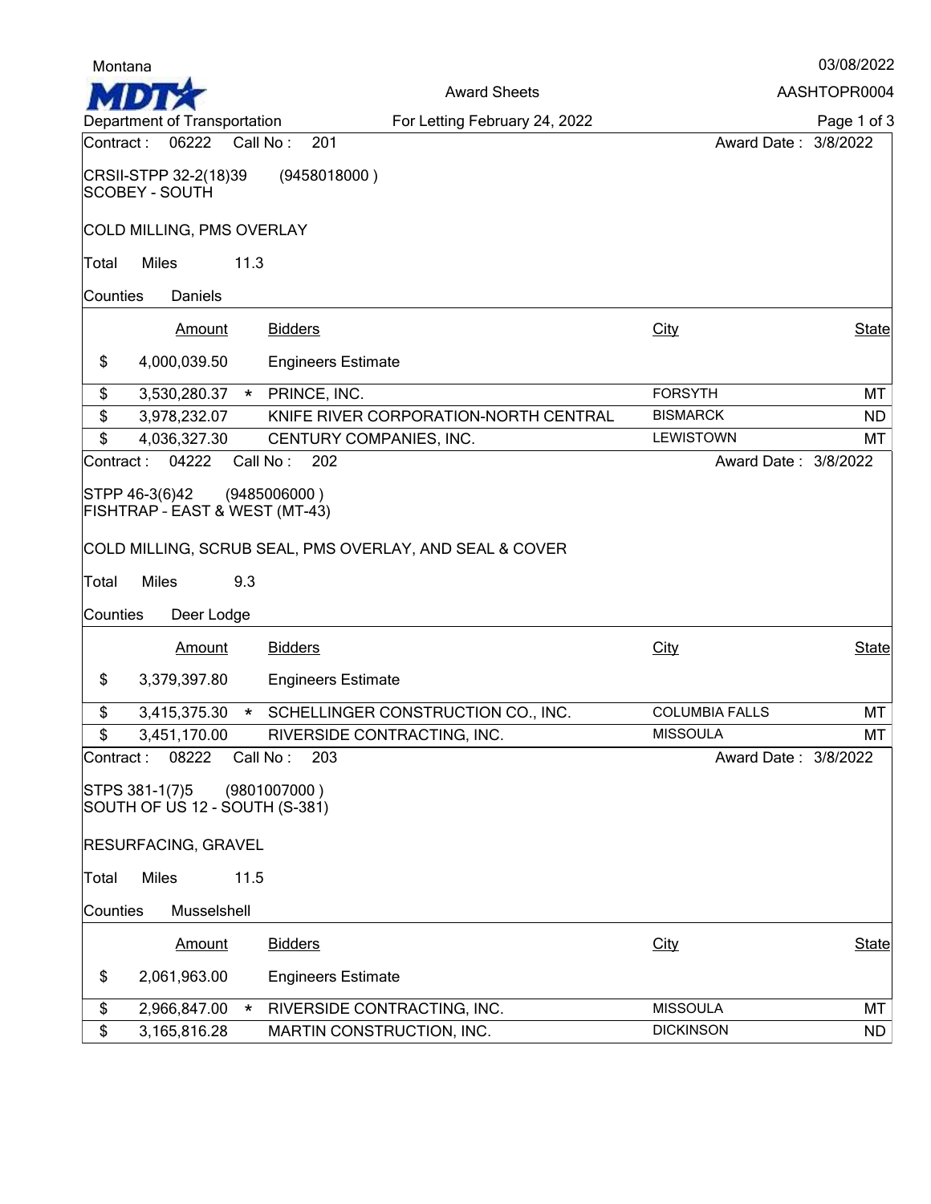Montana

**MDT** Department of Transportation

Award Sheets

For Letting February 24, 2022

03/08/2022

AASHTOPR0004

Contract : 06222 Call No : 201 Award Date : 3/8/2022

CRSII-STPP 32-2(18)39 (9458018000 )
SCOBEY - SOUTH

COLD MILLING, PMS OVERLAY

Total Miles 11.3

Counties Daniels

| | Amount | | Bidders | City | State |
|---|---|---|---|---|---|
| $ | 4,000,039.50 | | Engineers Estimate | | |
| $ | 3,530,280.37 | * | PRINCE, INC. | FORSYTH | MT |
| $ | 3,978,232.07 | | KNIFE RIVER CORPORATION-NORTH CENTRAL | BISMARCK | ND |
| $ | 4,036,327.30 | | CENTURY COMPANIES, INC. | LEWISTOWN | MT |

Contract : 04222 Call No : 202 Award Date : 3/8/2022

STPP 46-3(6)42 (9485006000 )
FISHTRAP - EAST & WEST (MT-43)

COLD MILLING, SCRUB SEAL, PMS OVERLAY, AND SEAL & COVER

Total Miles 9.3

Counties Deer Lodge

| | Amount | | Bidders | City | State |
|---|---|---|---|---|---|
| $ | 3,379,397.80 | | Engineers Estimate | | |
| $ | 3,415,375.30 | * | SCHELLINGER CONSTRUCTION CO., INC. | COLUMBIA FALLS | MT |
| $ | 3,451,170.00 | | RIVERSIDE CONTRACTING, INC. | MISSOULA | MT |

Contract : 08222 Call No : 203 Award Date : 3/8/2022

STPS 381-1(7)5 (9801007000 )
SOUTH OF US 12 - SOUTH (S-381)

RESURFACING, GRAVEL

Total Miles 11.5

Counties Musselshell

| | Amount | | Bidders | City | State |
|---|---|---|---|---|---|
| $ | 2,061,963.00 | | Engineers Estimate | | |
| $ | 2,966,847.00 | * | RIVERSIDE CONTRACTING, INC. | MISSOULA | MT |
| $ | 3,165,816.28 | | MARTIN CONSTRUCTION, INC. | DICKINSON | ND |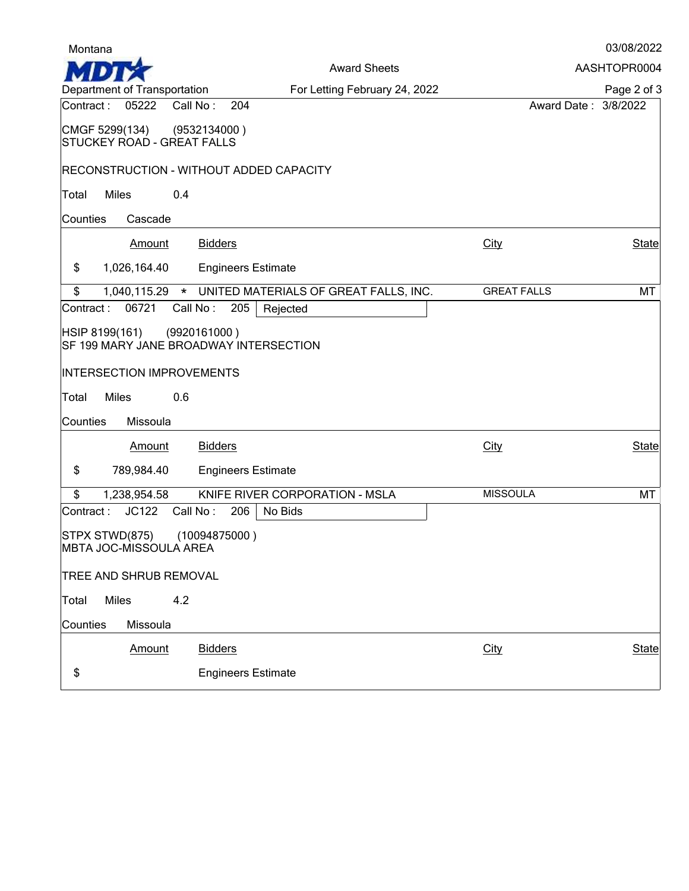Montana

**MDT** Department of Transportation

Award Sheets

For Letting February 24, 2022

03/08/2022

AASHTOPR0004

Contract : 05222 Call No : 204 Award Date : 3/8/2022

CMGF 5299(134) (9532134000 )
STUCKEY ROAD - GREAT FALLS

RECONSTRUCTION - WITHOUT ADDED CAPACITY

Total Miles 0.4

Counties Cascade

| | Amount | | Bidders | City | State |
|---|---|---|---|---|---|
| $ | 1,026,164.40 | | Engineers Estimate | | |
| $ | 1,040,115.29 | * | UNITED MATERIALS OF GREAT FALLS, INC. | GREAT FALLS | MT |

Contract : 06721 Call No : 205 Rejected

HSIP 8199(161) (9920161000 )
SF 199 MARY JANE BROADWAY INTERSECTION

INTERSECTION IMPROVEMENTS

Total Miles 0.6

Counties Missoula

| | Amount | Bidders | City | State |
|---|---|---|---|---|
| $ | 789,984.40 | Engineers Estimate | | |
| $ | 1,238,954.58 | KNIFE RIVER CORPORATION - MSLA | MISSOULA | MT |

Contract : JC122 Call No : 206 No Bids

STPX STWD(875) (10094875000 )
MBTA JOC-MISSOULA AREA

TREE AND SHRUB REMOVAL

Total Miles 4.2

Counties Missoula

| | Amount | Bidders | City | State |
|---|---|---|---|---|
| $ | | Engineers Estimate | | |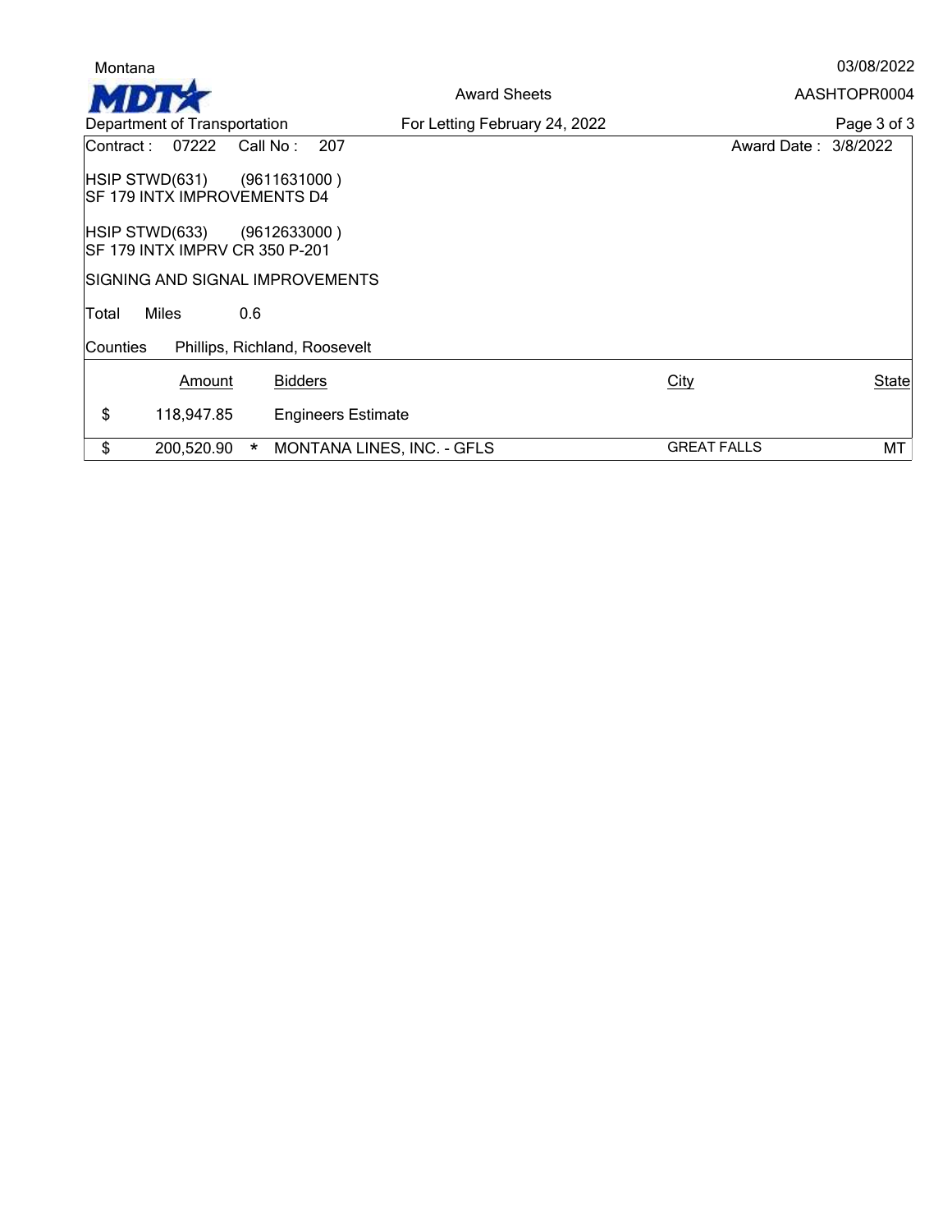Contract : 07222 Call No : 207 Award Date : 3/8/2022

HSIP STWD(631) (9611631000 )
SF 179 INTX IMPROVEMENTS D4

HSIP STWD(633) (9612633000 )
SF 179 INTX IMPRV CR 350 P-201

SIGNING AND SIGNAL IMPROVEMENTS

Total Miles 0.6

Counties Phillips, Richland, Roosevelt

| | Amount | | Bidders | City | State |
|---|---|---|---|---|---|
| $ | 118,947.85 | | Engineers Estimate | | |
| $ | 200,520.90 | * | MONTANA LINES, INC. - GFLS | GREAT FALLS | MT |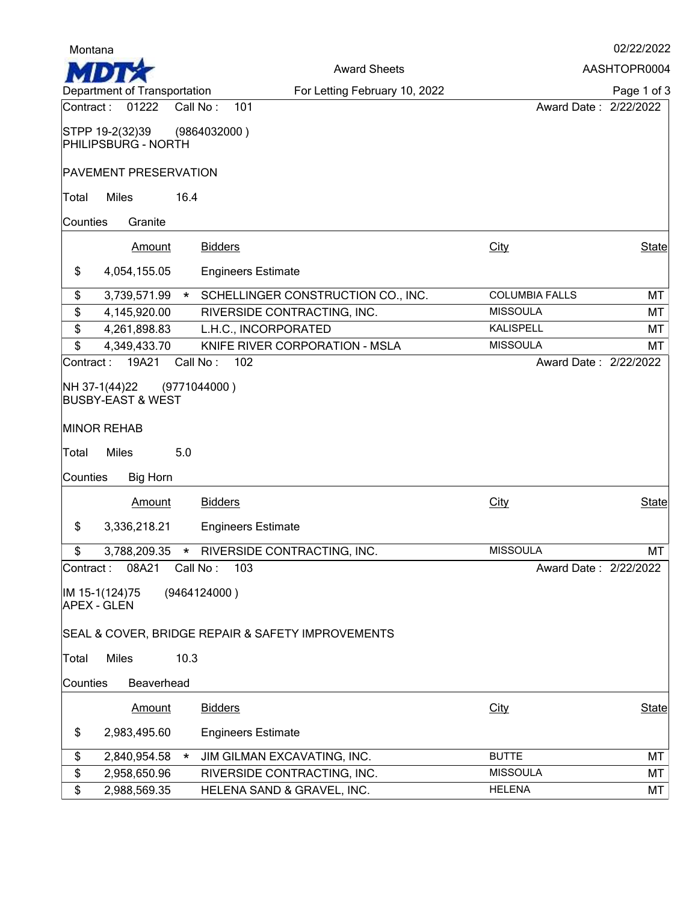Montana

**MDT** Department of Transportation

Award Sheets

For Letting February 10, 2022

02/22/2022

AASHTOPR0004

Contract : 01222 Call No : 101 Award Date : 2/22/2022

STPP 19-2(32)39 (9864032000 )
PHILIPSBURG - NORTH

PAVEMENT PRESERVATION

Total Miles 16.4

Counties Granite

| | Amount | | Bidders | City | State |
|---|---|---|---|---|---|
| $ | 4,054,155.05 | | Engineers Estimate | | |
| $ | 3,739,571.99 | * | SCHELLINGER CONSTRUCTION CO., INC. | COLUMBIA FALLS | MT |
| $ | 4,145,920.00 | | RIVERSIDE CONTRACTING, INC. | MISSOULA | MT |
| $ | 4,261,898.83 | | L.H.C., INCORPORATED | KALISPELL | MT |
| $ | 4,349,433.70 | | KNIFE RIVER CORPORATION - MSLA | MISSOULA | MT |

Contract : 19A21 Call No : 102 Award Date : 2/22/2022

NH 37-1(44)22 (9771044000 )
BUSBY-EAST & WEST

MINOR REHAB

Total Miles 5.0

Counties Big Horn

| | Amount | | Bidders | City | State |
|---|---|---|---|---|---|
| $ | 3,336,218.21 | | Engineers Estimate | | |
| $ | 3,788,209.35 | * | RIVERSIDE CONTRACTING, INC. | MISSOULA | MT |

Contract : 08A21 Call No : 103 Award Date : 2/22/2022

IM 15-1(124)75 (9464124000 )
APEX - GLEN

SEAL & COVER, BRIDGE REPAIR & SAFETY IMPROVEMENTS

Total Miles 10.3

Counties Beaverhead

| | Amount | | Bidders | City | State |
|---|---|---|---|---|---|
| $ | 2,983,495.60 | | Engineers Estimate | | |
| $ | 2,840,954.58 | * | JIM GILMAN EXCAVATING, INC. | BUTTE | MT |
| $ | 2,958,650.96 | | RIVERSIDE CONTRACTING, INC. | MISSOULA | MT |
| $ | 2,988,569.35 | | HELENA SAND & GRAVEL, INC. | HELENA | MT |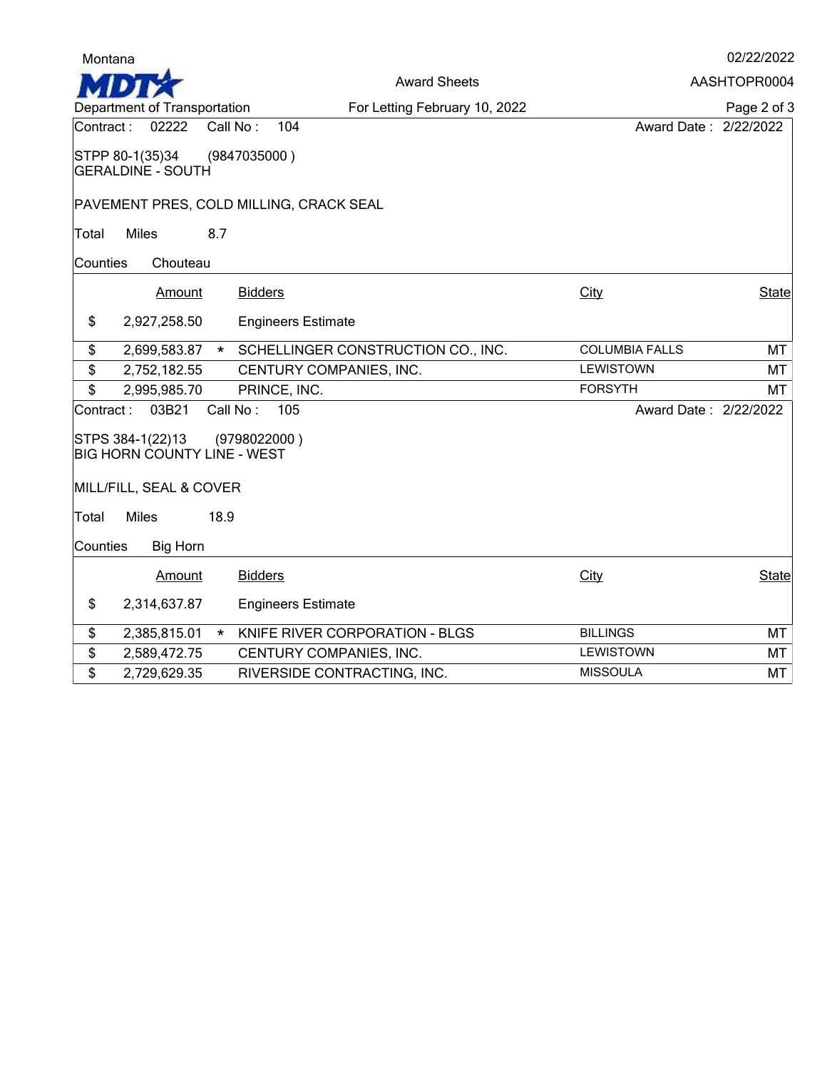Montana

MDT

Department of Transportation

Award Sheets

For Letting February 10, 2022

02/22/2022

AASHTOPR0004

Contract : 02222 Call No : 104 Award Date : 2/22/2022

STPP 80-1(35)34 (9847035000 )
GERALDINE - SOUTH

PAVEMENT PRES, COLD MILLING, CRACK SEAL

Total Miles 8.7

Counties Chouteau

| | Amount | | Bidders | City | State |
|---|---|---|---|---|---|
| $ | 2,927,258.50 | | Engineers Estimate | | |
| $ | 2,699,583.87 | * | SCHELLINGER CONSTRUCTION CO., INC. | COLUMBIA FALLS | MT |
| $ | 2,752,182.55 | | CENTURY COMPANIES, INC. | LEWISTOWN | MT |
| $ | 2,995,985.70 | | PRINCE, INC. | FORSYTH | MT |

Contract : 03B21 Call No : 105 Award Date : 2/22/2022

STPS 384-1(22)13 (9798022000 )
BIG HORN COUNTY LINE - WEST

MILL/FILL, SEAL & COVER

Total Miles 18.9

Counties Big Horn

| | Amount | | Bidders | City | State |
|---|---|---|---|---|---|
| $ | 2,314,637.87 | | Engineers Estimate | | |
| $ | 2,385,815.01 | * | KNIFE RIVER CORPORATION - BLGS | BILLINGS | MT |
| $ | 2,589,472.75 | | CENTURY COMPANIES, INC. | LEWISTOWN | MT |
| $ | 2,729,629.35 | | RIVERSIDE CONTRACTING, INC. | MISSOULA | MT |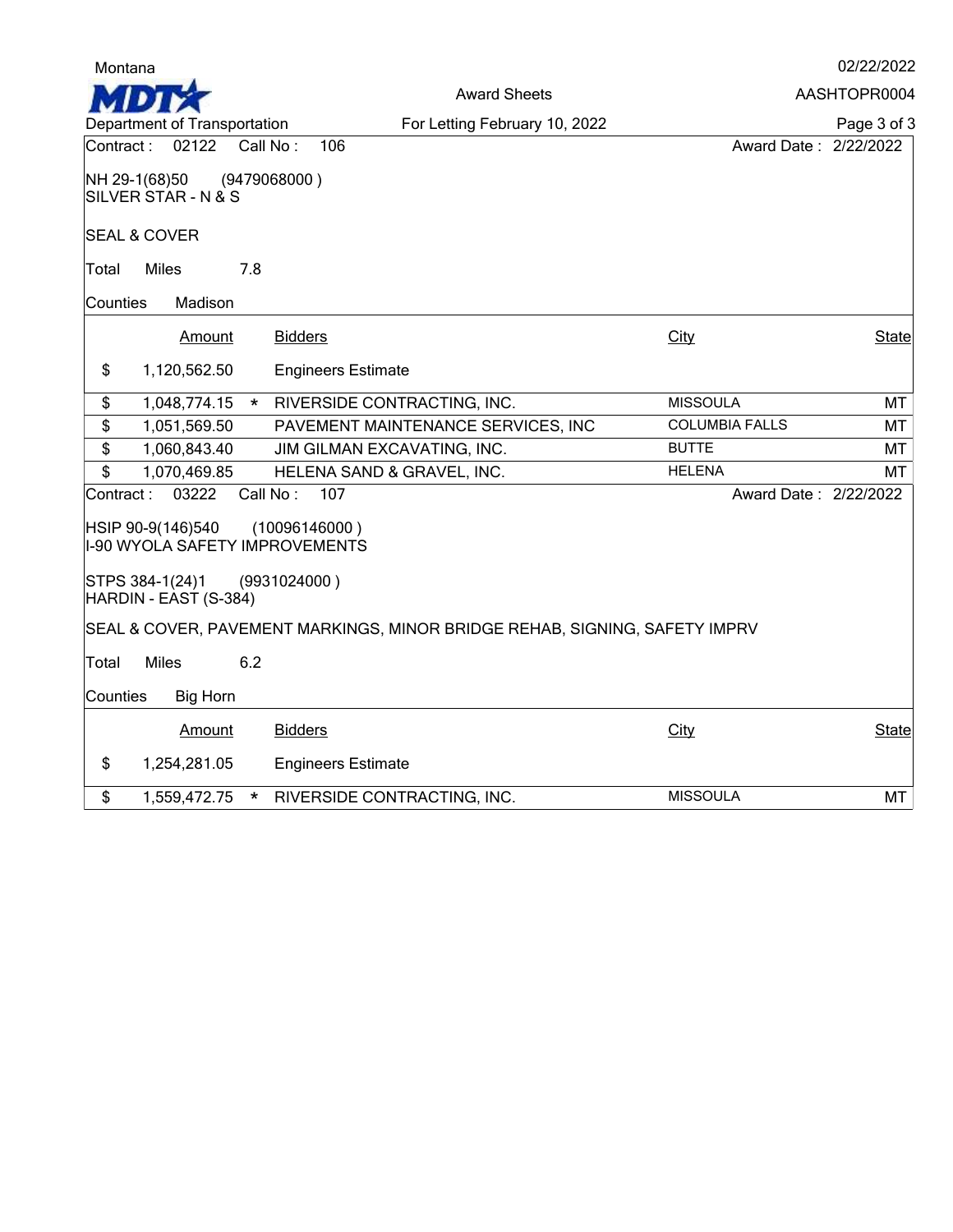Contract : 02122 Call No : 106 Award Date : 2/22/2022

NH 29-1(68)50 (9479068000 )
SILVER STAR - N & S

SEAL & COVER

Total Miles 7.8

Counties Madison

| | Amount | | Bidders | City | State |
|---|---|---|---|---|---|
| $ | 1,120,562.50 | | Engineers Estimate | | |
| $ | 1,048,774.15 | * | RIVERSIDE CONTRACTING, INC. | MISSOULA | MT |
| $ | 1,051,569.50 | | PAVEMENT MAINTENANCE SERVICES, INC | COLUMBIA FALLS | MT |
| $ | 1,060,843.40 | | JIM GILMAN EXCAVATING, INC. | BUTTE | MT |
| $ | 1,070,469.85 | | HELENA SAND & GRAVEL, INC. | HELENA | MT |

Contract : 03222 Call No : 107 Award Date : 2/22/2022

HSIP 90-9(146)540 (10096146000 )
I-90 WYOLA SAFETY IMPROVEMENTS

STPS 384-1(24)1 (9931024000 )
HARDIN - EAST (S-384)

SEAL & COVER, PAVEMENT MARKINGS, MINOR BRIDGE REHAB, SIGNING, SAFETY IMPRV

Total Miles 6.2

Counties Big Horn

| | Amount | | Bidders | City | State |
|---|---|---|---|---|---|
| $ | 1,254,281.05 | | Engineers Estimate | | |
| $ | 1,559,472.75 | * | RIVERSIDE CONTRACTING, INC. | MISSOULA | MT |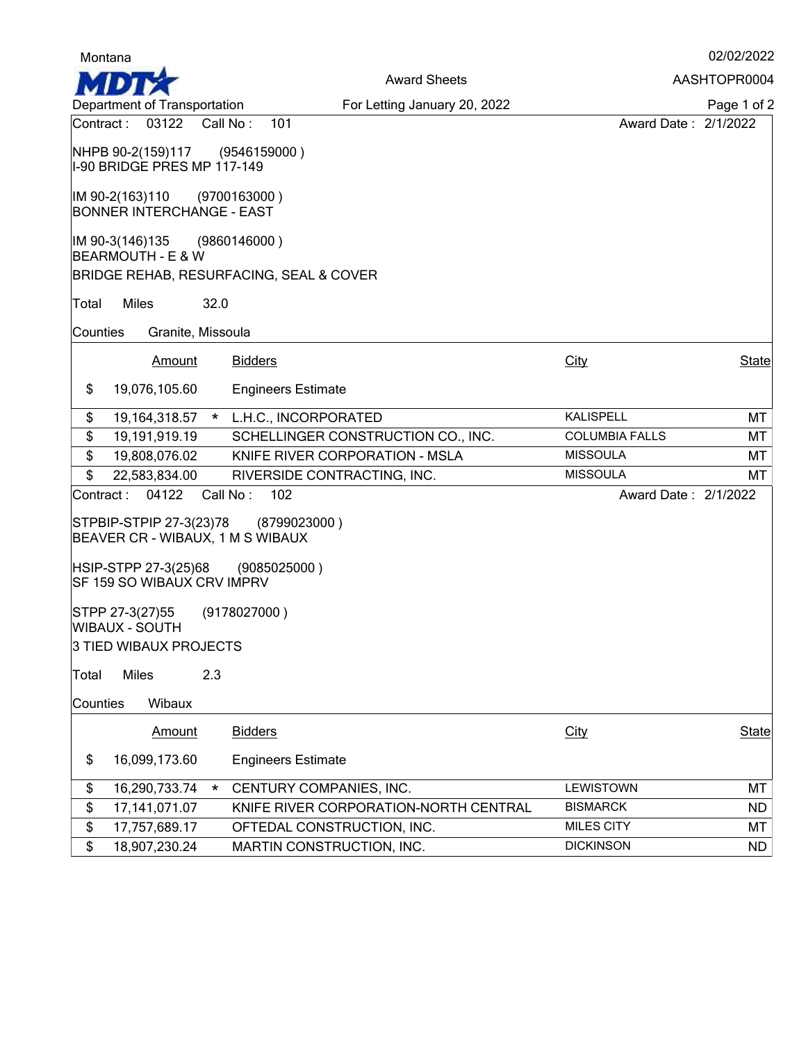Montana

**MDT** Department of Transportation

Award Sheets

For Letting January 20, 2022

AASHTOPR0004

Contract : 03122    Call No : 101    Award Date : 2/1/2022

NHPB 90-2(159)117 (9546159000 )
I-90 BRIDGE PRES MP 117-149

IM 90-2(163)110 (9700163000 )
BONNER INTERCHANGE - EAST

IM 90-3(146)135 (9860146000 )
BEARMOUTH - E & W

BRIDGE REHAB, RESURFACING, SEAL & COVER

Total Miles 32.0

Counties Granite, Missoula

| | Amount | | Bidders | City | State |
|---|---|---|---|---|---|
| $ | 19,076,105.60 | | Engineers Estimate | | |
| $ | 19,164,318.57 | * | L.H.C., INCORPORATED | KALISPELL | MT |
| $ | 19,191,919.19 | | SCHELLINGER CONSTRUCTION CO., INC. | COLUMBIA FALLS | MT |
| $ | 19,808,076.02 | | KNIFE RIVER CORPORATION - MSLA | MISSOULA | MT |
| $ | 22,583,834.00 | | RIVERSIDE CONTRACTING, INC. | MISSOULA | MT |

Contract : 04122    Call No : 102    Award Date : 2/1/2022

STPBIP-STPIP 27-3(23)78 (8799023000 )
BEAVER CR - WIBAUX, 1 M S WIBAUX

HSIP-STPP 27-3(25)68 (9085025000 )
SF 159 SO WIBAUX CRV IMPRV

STPP 27-3(27)55 (9178027000 )
WIBAUX - SOUTH

3 TIED WIBAUX PROJECTS

Total Miles 2.3

Counties Wibaux

| | Amount | | Bidders | City | State |
|---|---|---|---|---|---|
| $ | 16,099,173.60 | | Engineers Estimate | | |
| $ | 16,290,733.74 | * | CENTURY COMPANIES, INC. | LEWISTOWN | MT |
| $ | 17,141,071.07 | | KNIFE RIVER CORPORATION-NORTH CENTRAL | BISMARCK | ND |
| $ | 17,757,689.17 | | OFTEDAL CONSTRUCTION, INC. | MILES CITY | MT |
| $ | 18,907,230.24 | | MARTIN CONSTRUCTION, INC. | DICKINSON | ND |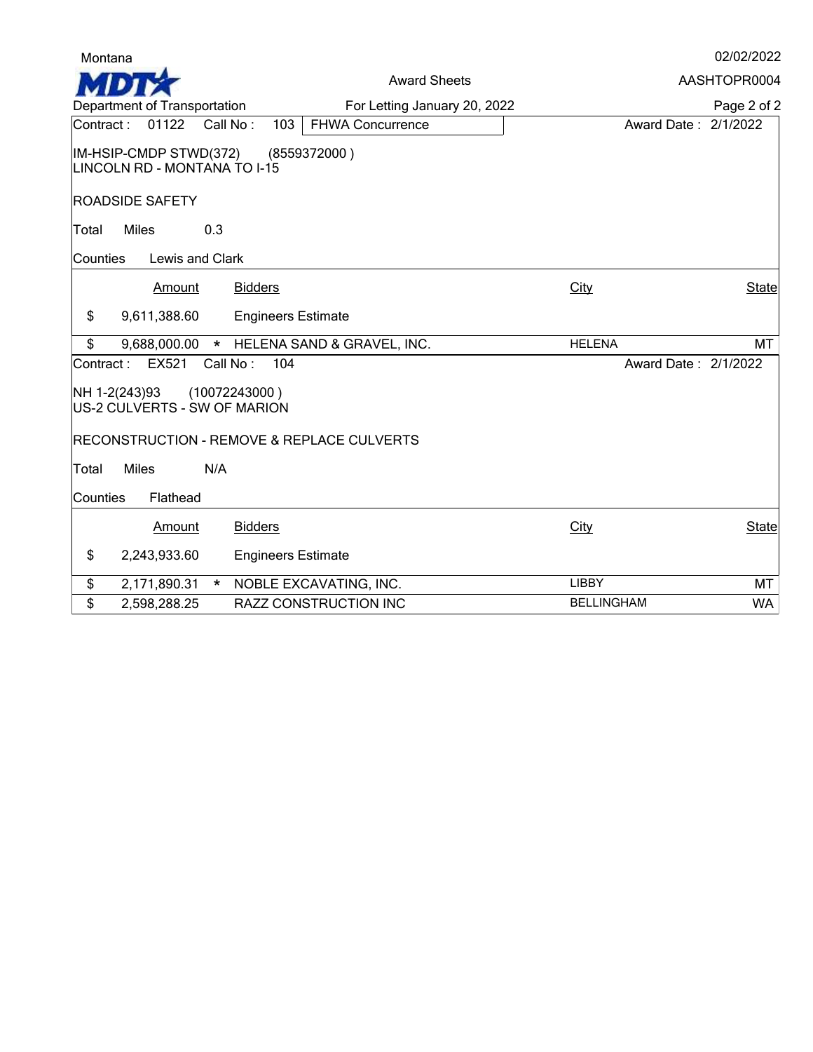Montana

**MDT** Department of Transportation

Award Sheets

For Letting January 20, 2022

02/02/2022

AASHTOPR0004

Contract : 01122 Call No : 103 FHWA Concurrence Award Date : 2/1/2022

IM-HSIP-CMDP STWD(372) (8559372000 )
LINCOLN RD - MONTANA TO I-15

ROADSIDE SAFETY

Total Miles 0.3

Counties Lewis and Clark

| | Amount | | Bidders | City | State |
|---|---|---|---|---|---|
| $ | 9,611,388.60 | | Engineers Estimate | | |
| $ | 9,688,000.00 | * | HELENA SAND & GRAVEL, INC. | HELENA | MT |

Contract : EX521 Call No : 104 Award Date : 2/1/2022

NH 1-2(243)93 (10072243000 )
US-2 CULVERTS - SW OF MARION

RECONSTRUCTION - REMOVE & REPLACE CULVERTS

Total Miles N/A

Counties Flathead

| | Amount | | Bidders | City | State |
|---|---|---|---|---|---|
| $ | 2,243,933.60 | | Engineers Estimate | | |
| $ | 2,171,890.31 | * | NOBLE EXCAVATING, INC. | LIBBY | MT |
| $ | 2,598,288.25 | | RAZZ CONSTRUCTION INC | BELLINGHAM | WA |